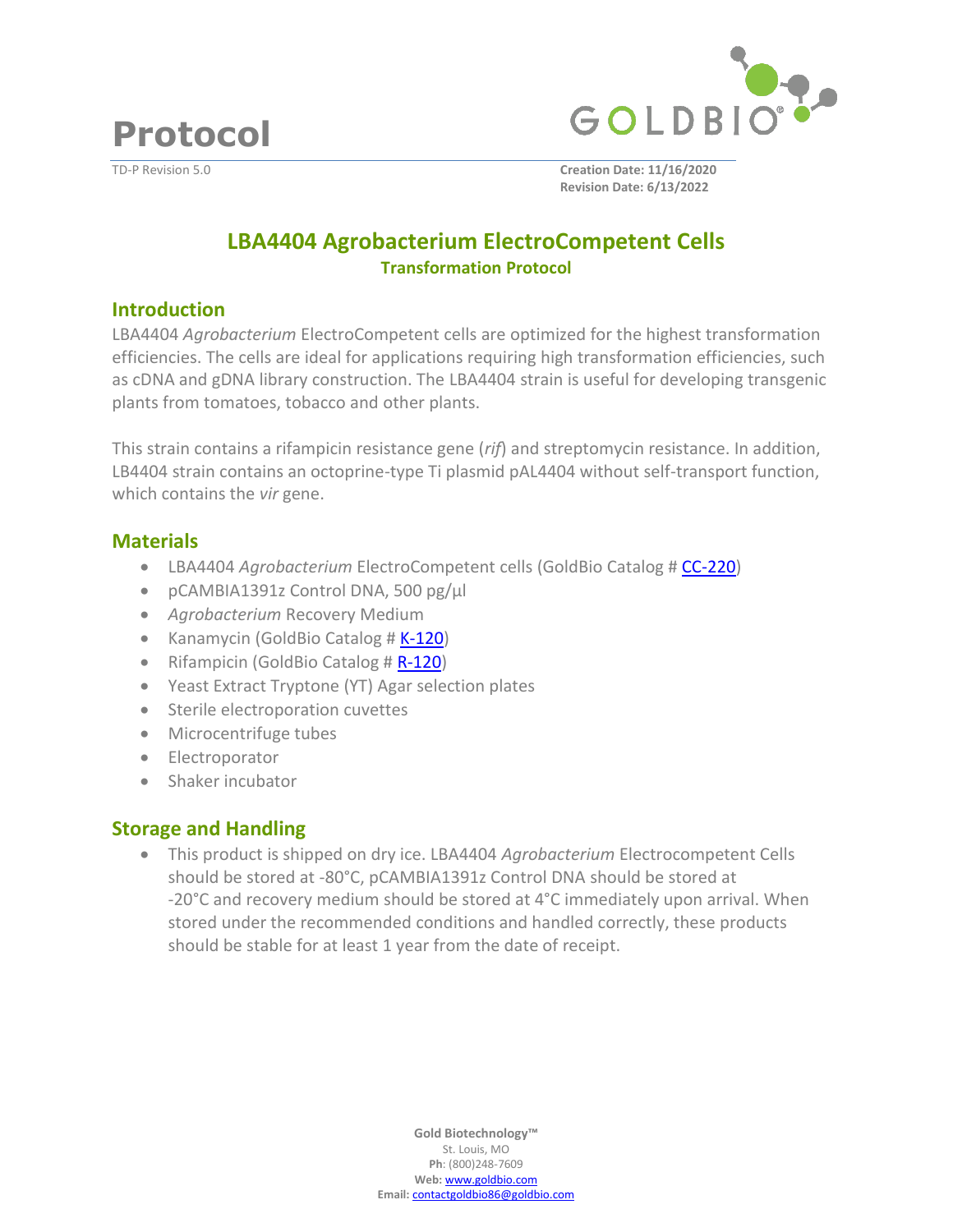# Protocol

TD-P Revision 5.0

**Creation Date: 11/16/2020**
**Revision Date: 6/13/2022**

## LBA4404 Agrobacterium ElectroCompetent Cells

### Transformation Protocol

## Introduction

LBA4404 *Agrobacterium* ElectroCompetent cells are optimized for the highest transformation efficiencies. The cells are ideal for applications requiring high transformation efficiencies, such as cDNA and gDNA library construction. The LBA4404 strain is useful for developing transgenic plants from tomatoes, tobacco and other plants.

This strain contains a rifampicin resistance gene (*rif*) and streptomycin resistance. In addition, LB4404 strain contains an octoprine-type Ti plasmid pAL4404 without self-transport function, which contains the *vir* gene.

## Materials

- LBA4404 *Agrobacterium* ElectroCompetent cells (GoldBio Catalog # CC-220)
- pCAMBIA1391z Control DNA, 500 pg/µl
- *Agrobacterium* Recovery Medium
- Kanamycin (GoldBio Catalog # K-120)
- Rifampicin (GoldBio Catalog # R-120)
- Yeast Extract Tryptone (YT) Agar selection plates
- Sterile electroporation cuvettes
- Microcentrifuge tubes
- Electroporator
- Shaker incubator

## Storage and Handling

- This product is shipped on dry ice. LBA4404 *Agrobacterium* Electrocompetent Cells should be stored at -80°C, pCAMBIA1391z Control DNA should be stored at -20°C and recovery medium should be stored at 4°C immediately upon arrival. When stored under the recommended conditions and handled correctly, these products should be stable for at least 1 year from the date of receipt.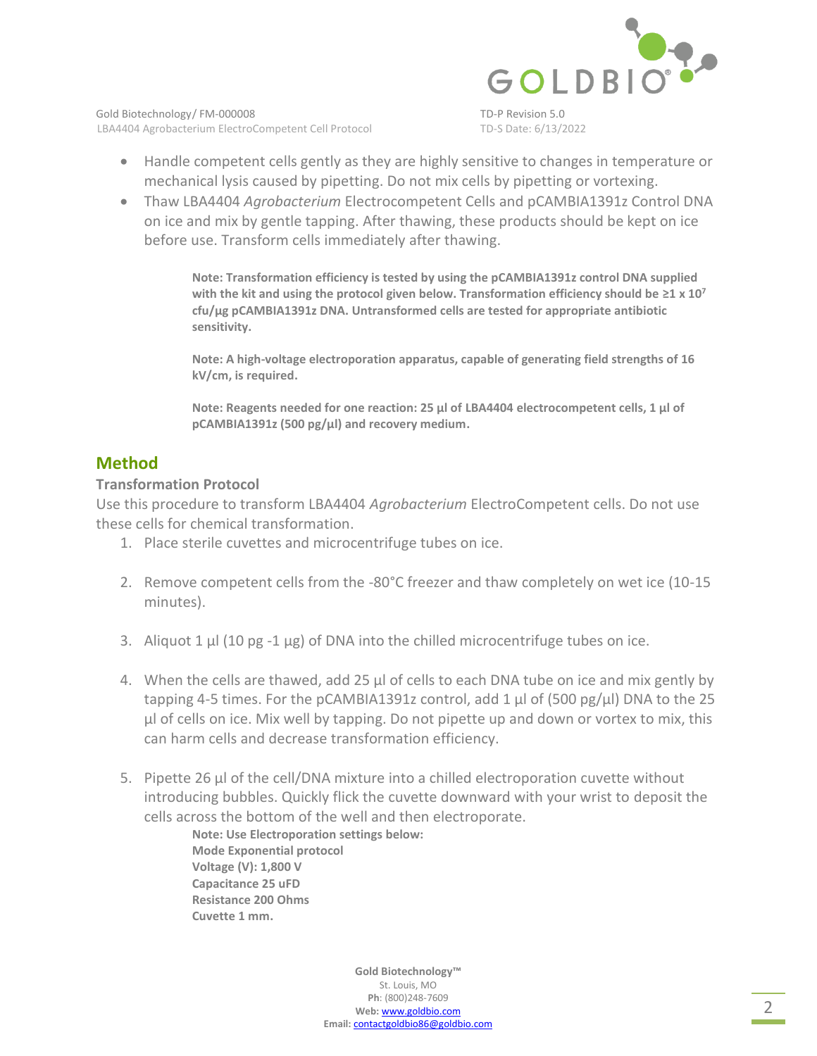- Handle competent cells gently as they are highly sensitive to changes in temperature or mechanical lysis caused by pipetting. Do not mix cells by pipetting or vortexing.
- Thaw LBA4404 *Agrobacterium* Electrocompetent Cells and pCAMBIA1391z Control DNA on ice and mix by gentle tapping. After thawing, these products should be kept on ice before use. Transform cells immediately after thawing.

> **Note: Transformation efficiency is tested by using the pCAMBIA1391z control DNA supplied with the kit and using the protocol given below. Transformation efficiency should be ≥1 x $10^7$ cfu/µg pCAMBIA1391z DNA. Untransformed cells are tested for appropriate antibiotic sensitivity.**

> **Note: A high-voltage electroporation apparatus, capable of generating field strengths of 16 kV/cm, is required.**

> **Note: Reagents needed for one reaction: 25 µl of LBA4404 electrocompetent cells, 1 µl of pCAMBIA1391z (500 pg/µl) and recovery medium.**

## Method

### Transformation Protocol

Use this procedure to transform LBA4404 *Agrobacterium* ElectroCompetent cells. Do not use these cells for chemical transformation.

1. Place sterile cuvettes and microcentrifuge tubes on ice.

2. Remove competent cells from the -80°C freezer and thaw completely on wet ice (10-15 minutes).

3. Aliquot 1 µl (10 pg -1 µg) of DNA into the chilled microcentrifuge tubes on ice.

4. When the cells are thawed, add 25 µl of cells to each DNA tube on ice and mix gently by tapping 4-5 times. For the pCAMBIA1391z control, add 1 µl of (500 pg/µl) DNA to the 25 µl of cells on ice. Mix well by tapping. Do not pipette up and down or vortex to mix, this can harm cells and decrease transformation efficiency.

5. Pipette 26 µl of the cell/DNA mixture into a chilled electroporation cuvette without introducing bubbles. Quickly flick the cuvette downward with your wrist to deposit the cells across the bottom of the well and then electroporate.

   **Note: Use Electroporation settings below:**
   **Mode Exponential protocol**
   **Voltage (V): 1,800 V**
   **Capacitance 25 uFD**
   **Resistance 200 Ohms**
   **Cuvette 1 mm.**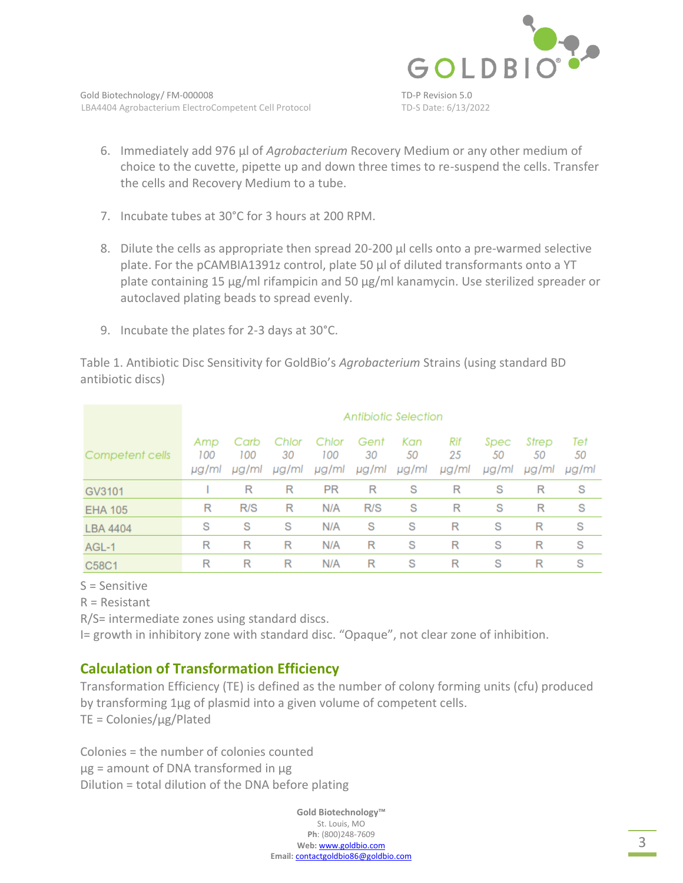6. Immediately add 976 µl of *Agrobacterium* Recovery Medium or any other medium of choice to the cuvette, pipette up and down three times to re-suspend the cells. Transfer the cells and Recovery Medium to a tube.

7. Incubate tubes at 30°C for 3 hours at 200 RPM.

8. Dilute the cells as appropriate then spread 20-200 µl cells onto a pre-warmed selective plate. For the pCAMBIA1391z control, plate 50 µl of diluted transformants onto a YT plate containing 15 µg/ml rifampicin and 50 µg/ml kanamycin. Use sterilized spreader or autoclaved plating beads to spread evenly.

9. Incubate the plates for 2-3 days at 30°C.

Table 1. Antibiotic Disc Sensitivity for GoldBio's *Agrobacterium* Strains (using standard BD antibiotic discs)

| Competent cells | Antibiotic Selection | | | | | | | | | |
|---|---|---|---|---|---|---|---|---|---|---|
| | Amp 100 µg/ml | Carb 100 µg/ml | Chlor 30 µg/ml | Chlor 100 µg/ml | Gent 30 µg/ml | Kan 50 µg/ml | Rif 25 µg/ml | Spec 50 µg/ml | Strep 50 µg/ml | Tet 50 µg/ml |
| GV3101 | I | R | R | PR | R | S | R | S | R | S |
| EHA 105 | R | R/S | R | N/A | R/S | S | R | S | R | S |
| LBA 4404 | S | S | S | N/A | S | S | R | S | R | S |
| AGL-1 | R | R | R | N/A | R | S | R | S | R | S |
| C58C1 | R | R | R | N/A | R | S | R | S | R | S |

S = Sensitive

R = Resistant

R/S= intermediate zones using standard discs.

I= growth in inhibitory zone with standard disc. "Opaque", not clear zone of inhibition.

## Calculation of Transformation Efficiency

Transformation Efficiency (TE) is defined as the number of colony forming units (cfu) produced by transforming 1µg of plasmid into a given volume of competent cells.

TE = Colonies/µg/Plated

Colonies = the number of colonies counted

µg = amount of DNA transformed in µg

Dilution = total dilution of the DNA before plating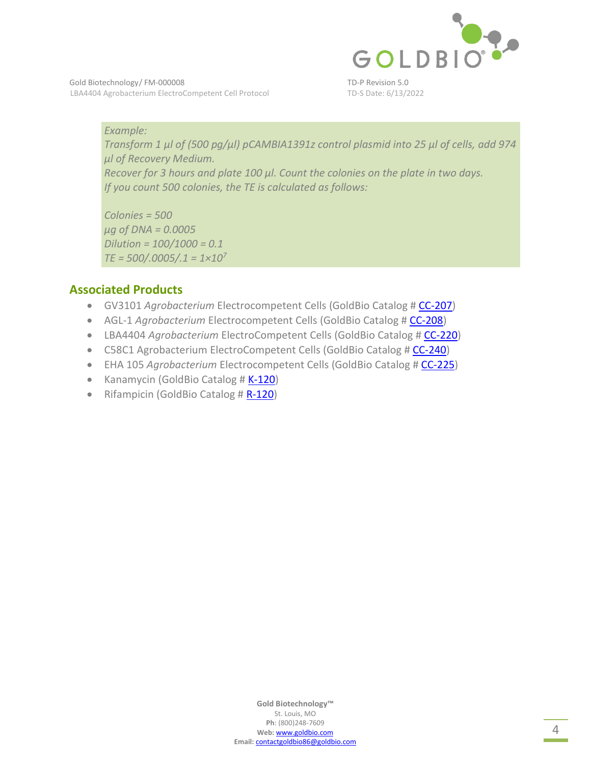*Example:*
*Transform 1 µl of (500 pg/µl) pCAMBIA1391z control plasmid into 25 µl of cells, add 974 µl of Recovery Medium.*
*Recover for 3 hours and plate 100 µl. Count the colonies on the plate in two days.*
*If you count 500 colonies, the TE is calculated as follows:*

*Colonies = 500*
*µg of DNA = 0.0005*
*Dilution = 100/1000 = 0.1*
*TE = 500/.0005/.1 =* $1 \times 10^7$

## Associated Products

- GV3101 *Agrobacterium* Electrocompetent Cells (GoldBio Catalog # CC-207)
- AGL-1 *Agrobacterium* Electrocompetent Cells (GoldBio Catalog # CC-208)
- LBA4404 *Agrobacterium* ElectroCompetent Cells (GoldBio Catalog # CC-220)
- C58C1 Agrobacterium ElectroCompetent Cells (GoldBio Catalog # CC-240)
- EHA 105 *Agrobacterium* Electrocompetent Cells (GoldBio Catalog # CC-225)
- Kanamycin (GoldBio Catalog # K-120)
- Rifampicin (GoldBio Catalog # R-120)